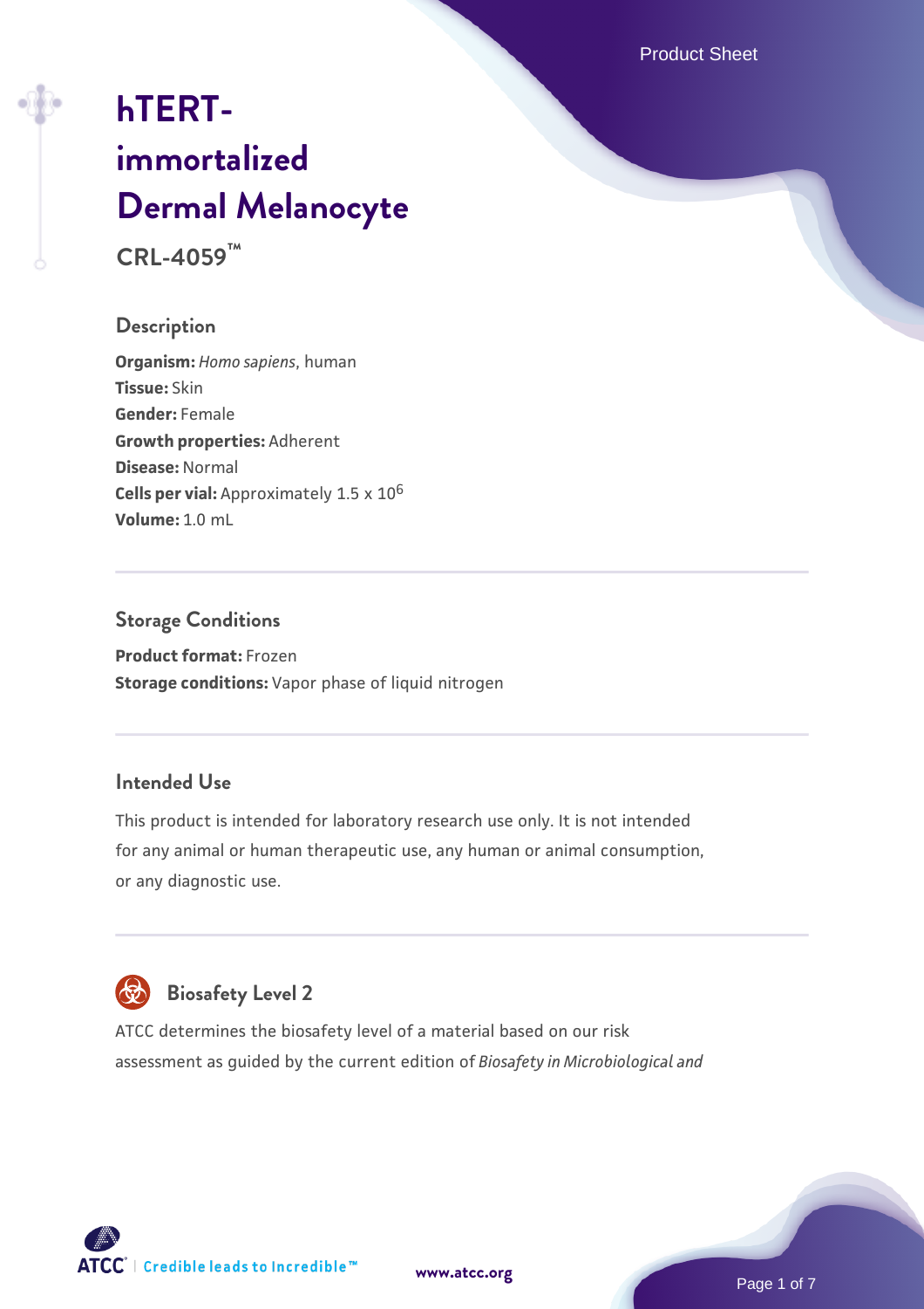# hTERT-immortalized Dermal Melanocyte

**CRL-4059™**

## Description

**Organism:** *Homo sapiens*, human
**Tissue:** Skin
**Gender:** Female
**Growth properties:** Adherent
**Disease:** Normal
**Cells per vial:** Approximately 1.5 x $10^6$
**Volume:** 1.0 mL

## Storage Conditions

**Product format:** Frozen
**Storage conditions:** Vapor phase of liquid nitrogen

## Intended Use

This product is intended for laboratory research use only. It is not intended for any animal or human therapeutic use, any human or animal consumption, or any diagnostic use.

## Biosafety Level 2

ATCC determines the biosafety level of a material based on our risk assessment as guided by the current edition of *Biosafety in Microbiological and*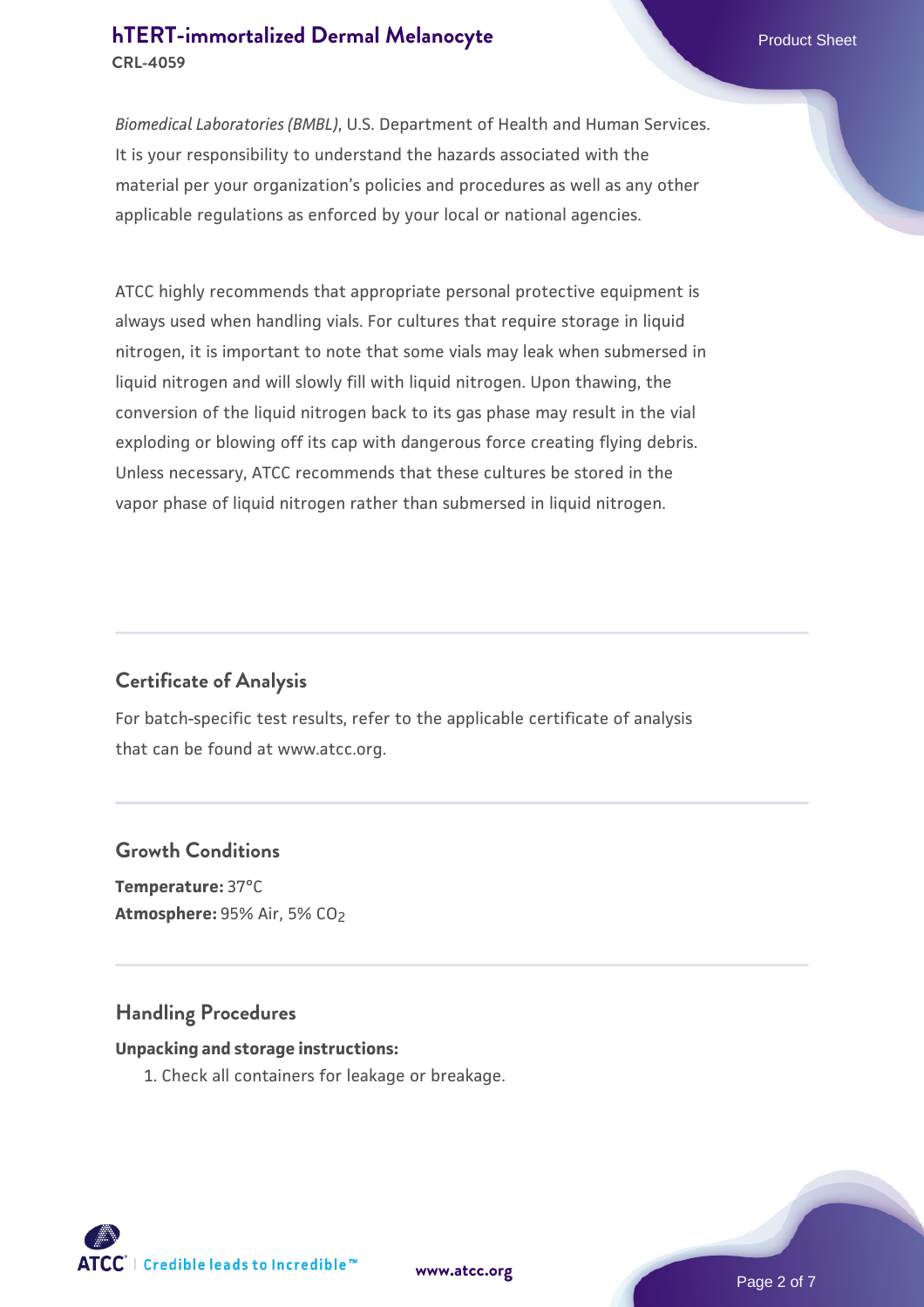*Biomedical Laboratories (BMBL)*, U.S. Department of Health and Human Services. It is your responsibility to understand the hazards associated with the material per your organization's policies and procedures as well as any other applicable regulations as enforced by your local or national agencies.

ATCC highly recommends that appropriate personal protective equipment is always used when handling vials. For cultures that require storage in liquid nitrogen, it is important to note that some vials may leak when submersed in liquid nitrogen and will slowly fill with liquid nitrogen. Upon thawing, the conversion of the liquid nitrogen back to its gas phase may result in the vial exploding or blowing off its cap with dangerous force creating flying debris. Unless necessary, ATCC recommends that these cultures be stored in the vapor phase of liquid nitrogen rather than submersed in liquid nitrogen.

## Certificate of Analysis

For batch-specific test results, refer to the applicable certificate of analysis that can be found at www.atcc.org.

## Growth Conditions

**Temperature:** 37°C
**Atmosphere:** 95% Air, 5% $CO_2$

## Handling Procedures

**Unpacking and storage instructions:**

1. Check all containers for leakage or breakage.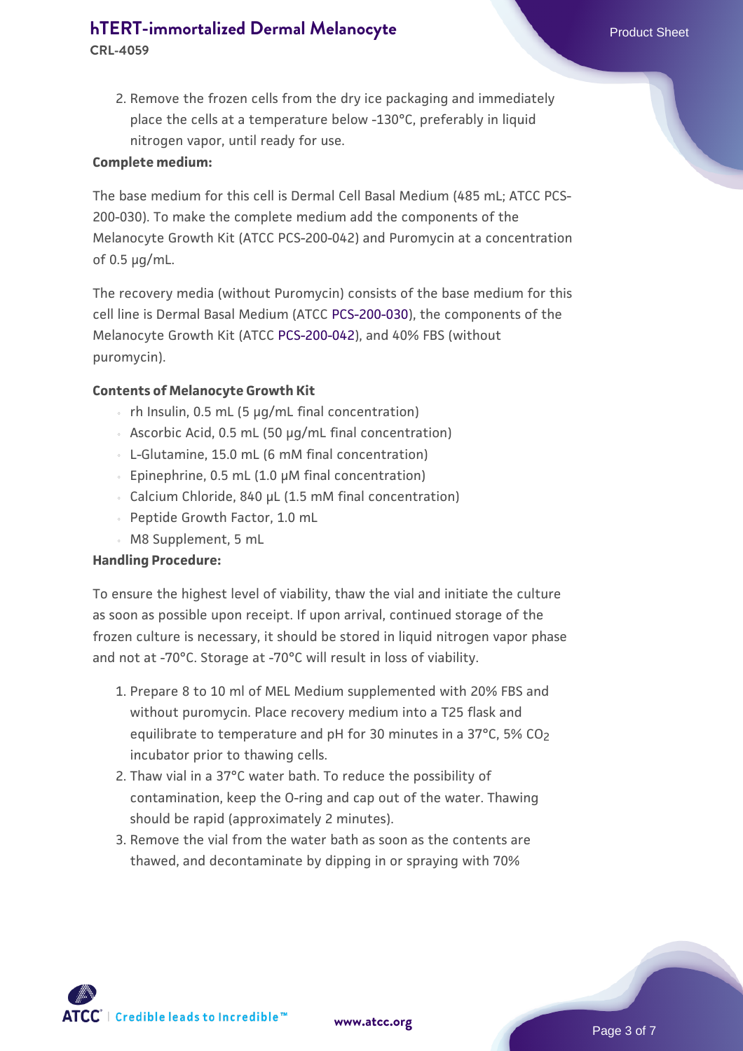2. Remove the frozen cells from the dry ice packaging and immediately place the cells at a temperature below -130°C, preferably in liquid nitrogen vapor, until ready for use.

**Complete medium:**

The base medium for this cell is Dermal Cell Basal Medium (485 mL; ATCC PCS-200-030). To make the complete medium add the components of the Melanocyte Growth Kit (ATCC PCS-200-042) and Puromycin at a concentration of 0.5 µg/mL.

The recovery media (without Puromycin) consists of the base medium for this cell line is Dermal Basal Medium (ATCC PCS-200-030), the components of the Melanocyte Growth Kit (ATCC PCS-200-042), and 40% FBS (without puromycin).

**Contents of Melanocyte Growth Kit**

- rh Insulin, 0.5 mL (5 µg/mL final concentration)
- Ascorbic Acid, 0.5 mL (50 µg/mL final concentration)
- L-Glutamine, 15.0 mL (6 mM final concentration)
- Epinephrine, 0.5 mL (1.0 µM final concentration)
- Calcium Chloride, 840 µL (1.5 mM final concentration)
- Peptide Growth Factor, 1.0 mL
- M8 Supplement, 5 mL

**Handling Procedure:**

To ensure the highest level of viability, thaw the vial and initiate the culture as soon as possible upon receipt. If upon arrival, continued storage of the frozen culture is necessary, it should be stored in liquid nitrogen vapor phase and not at -70°C. Storage at -70°C will result in loss of viability.

1. Prepare 8 to 10 ml of MEL Medium supplemented with 20% FBS and without puromycin. Place recovery medium into a T25 flask and equilibrate to temperature and pH for 30 minutes in a 37°C, 5% $CO_2$ incubator prior to thawing cells.
2. Thaw vial in a 37°C water bath. To reduce the possibility of contamination, keep the O-ring and cap out of the water. Thawing should be rapid (approximately 2 minutes).
3. Remove the vial from the water bath as soon as the contents are thawed, and decontaminate by dipping in or spraying with 70%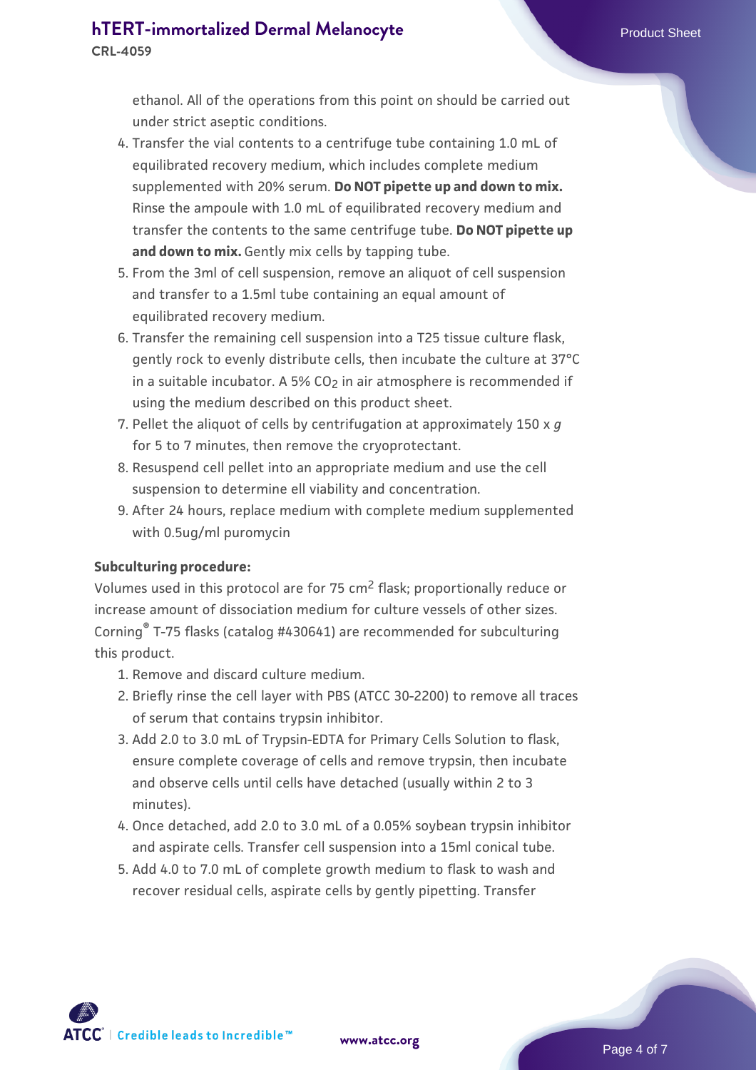ethanol. All of the operations from this point on should be carried out under strict aseptic conditions.

4. Transfer the vial contents to a centrifuge tube containing 1.0 mL of equilibrated recovery medium, which includes complete medium supplemented with 20% serum. **Do NOT pipette up and down to mix.** Rinse the ampoule with 1.0 mL of equilibrated recovery medium and transfer the contents to the same centrifuge tube. **Do NOT pipette up and down to mix.** Gently mix cells by tapping tube.
5. From the 3ml of cell suspension, remove an aliquot of cell suspension and transfer to a 1.5ml tube containing an equal amount of equilibrated recovery medium.
6. Transfer the remaining cell suspension into a T25 tissue culture flask, gently rock to evenly distribute cells, then incubate the culture at 37°C in a suitable incubator. A 5% $CO_2$ in air atmosphere is recommended if using the medium described on this product sheet.
7. Pellet the aliquot of cells by centrifugation at approximately 150 x *g* for 5 to 7 minutes, then remove the cryoprotectant.
8. Resuspend cell pellet into an appropriate medium and use the cell suspension to determine ell viability and concentration.
9. After 24 hours, replace medium with complete medium supplemented with 0.5ug/ml puromycin

**Subculturing procedure:**

Volumes used in this protocol are for 75 $cm^2$ flask; proportionally reduce or increase amount of dissociation medium for culture vessels of other sizes. Corning® T-75 flasks (catalog #430641) are recommended for subculturing this product.

1. Remove and discard culture medium.
2. Briefly rinse the cell layer with PBS (ATCC 30-2200) to remove all traces of serum that contains trypsin inhibitor.
3. Add 2.0 to 3.0 mL of Trypsin-EDTA for Primary Cells Solution to flask, ensure complete coverage of cells and remove trypsin, then incubate and observe cells until cells have detached (usually within 2 to 3 minutes).
4. Once detached, add 2.0 to 3.0 mL of a 0.05% soybean trypsin inhibitor and aspirate cells. Transfer cell suspension into a 15ml conical tube.
5. Add 4.0 to 7.0 mL of complete growth medium to flask to wash and recover residual cells, aspirate cells by gently pipetting. Transfer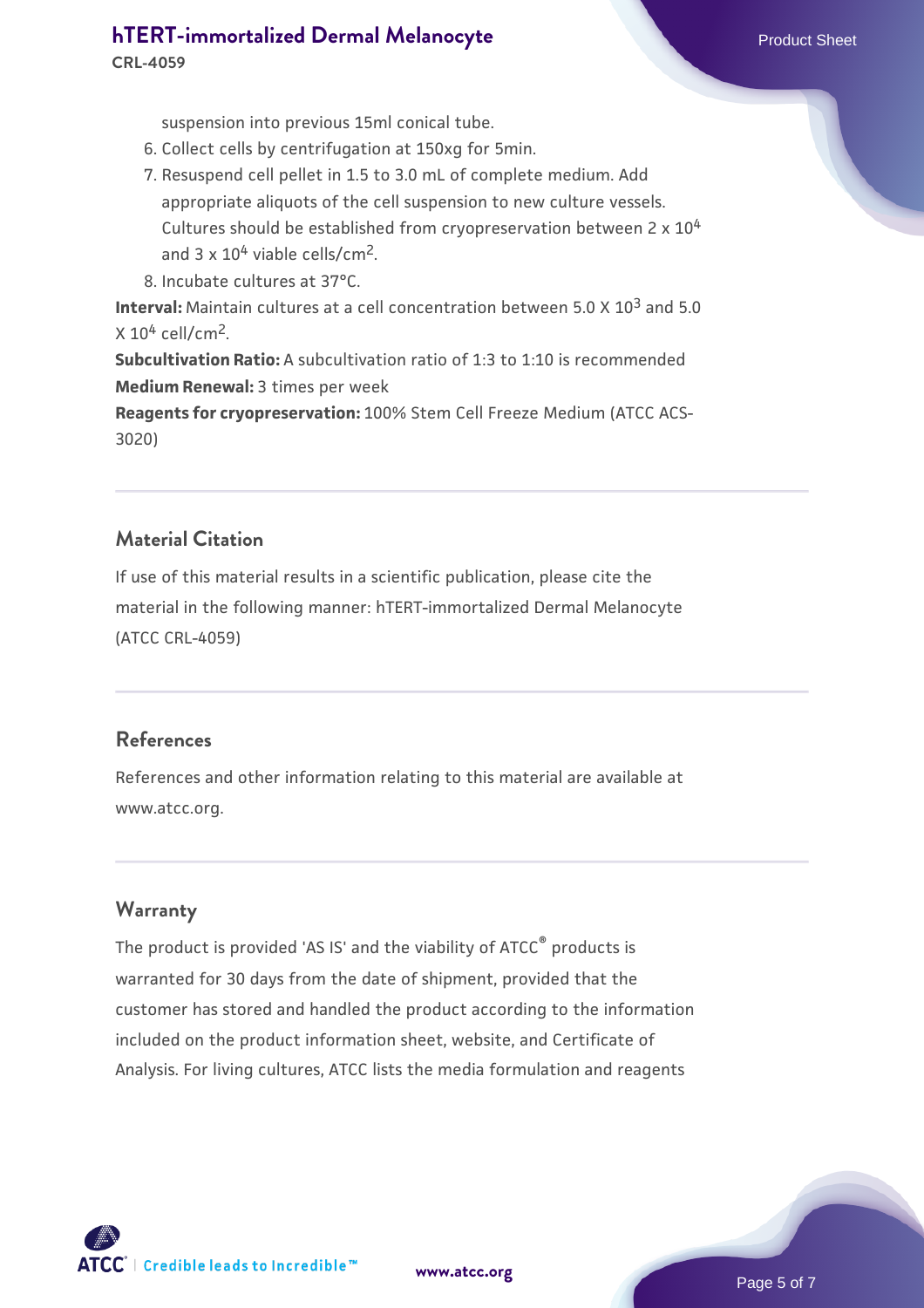suspension into previous 15ml conical tube.

6. Collect cells by centrifugation at 150xg for 5min.
7. Resuspend cell pellet in 1.5 to 3.0 mL of complete medium. Add appropriate aliquots of the cell suspension to new culture vessels. Cultures should be established from cryopreservation between 2 x $10^4$ and 3 x $10^4$ viable cells/$cm^2$.
8. Incubate cultures at 37°C.

**Interval:** Maintain cultures at a cell concentration between 5.0 X $10^3$ and 5.0 X $10^4$ cell/$cm^2$.

**Subcultivation Ratio:** A subcultivation ratio of 1:3 to 1:10 is recommended

**Medium Renewal:** 3 times per week

**Reagents for cryopreservation:** 100% Stem Cell Freeze Medium (ATCC ACS-3020)

## Material Citation

If use of this material results in a scientific publication, please cite the material in the following manner: hTERT-immortalized Dermal Melanocyte (ATCC CRL-4059)

## References

References and other information relating to this material are available at www.atcc.org.

## Warranty

The product is provided 'AS IS' and the viability of ATCC® products is warranted for 30 days from the date of shipment, provided that the customer has stored and handled the product according to the information included on the product information sheet, website, and Certificate of Analysis. For living cultures, ATCC lists the media formulation and reagents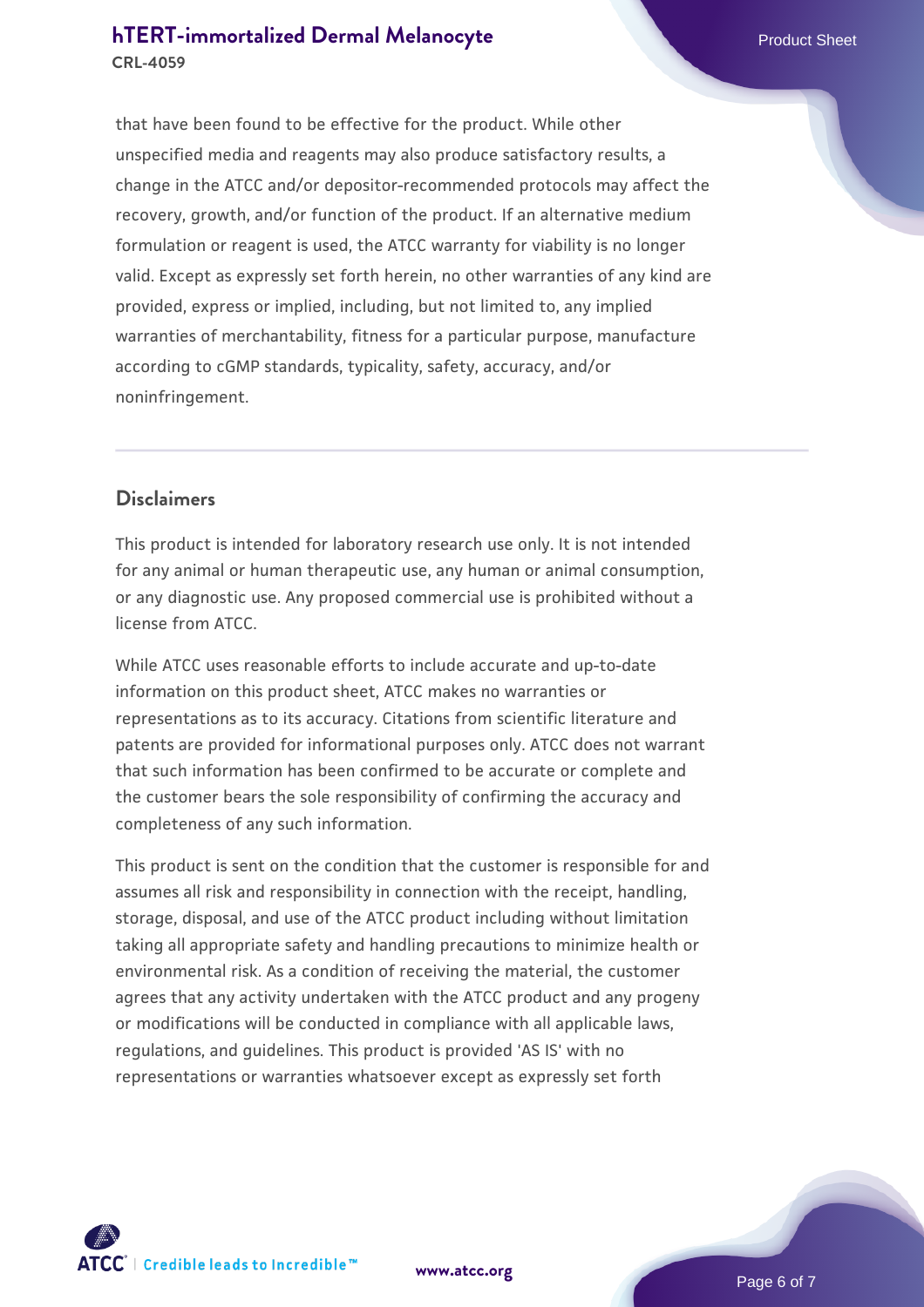that have been found to be effective for the product. While other unspecified media and reagents may also produce satisfactory results, a change in the ATCC and/or depositor-recommended protocols may affect the recovery, growth, and/or function of the product. If an alternative medium formulation or reagent is used, the ATCC warranty for viability is no longer valid. Except as expressly set forth herein, no other warranties of any kind are provided, express or implied, including, but not limited to, any implied warranties of merchantability, fitness for a particular purpose, manufacture according to cGMP standards, typicality, safety, accuracy, and/or noninfringement.

## Disclaimers

This product is intended for laboratory research use only. It is not intended for any animal or human therapeutic use, any human or animal consumption, or any diagnostic use. Any proposed commercial use is prohibited without a license from ATCC.

While ATCC uses reasonable efforts to include accurate and up-to-date information on this product sheet, ATCC makes no warranties or representations as to its accuracy. Citations from scientific literature and patents are provided for informational purposes only. ATCC does not warrant that such information has been confirmed to be accurate or complete and the customer bears the sole responsibility of confirming the accuracy and completeness of any such information.

This product is sent on the condition that the customer is responsible for and assumes all risk and responsibility in connection with the receipt, handling, storage, disposal, and use of the ATCC product including without limitation taking all appropriate safety and handling precautions to minimize health or environmental risk. As a condition of receiving the material, the customer agrees that any activity undertaken with the ATCC product and any progeny or modifications will be conducted in compliance with all applicable laws, regulations, and guidelines. This product is provided 'AS IS' with no representations or warranties whatsoever except as expressly set forth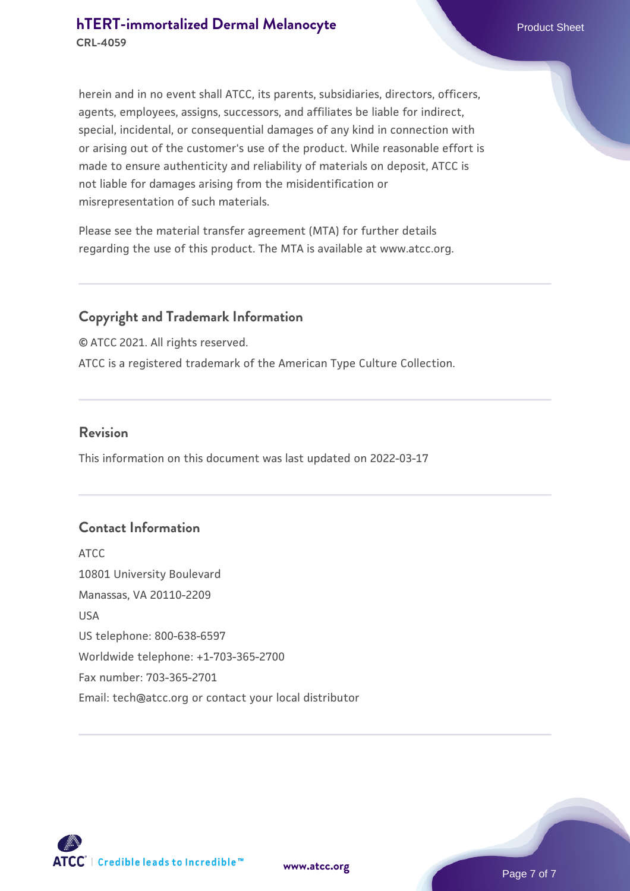herein and in no event shall ATCC, its parents, subsidiaries, directors, officers, agents, employees, assigns, successors, and affiliates be liable for indirect, special, incidental, or consequential damages of any kind in connection with or arising out of the customer's use of the product. While reasonable effort is made to ensure authenticity and reliability of materials on deposit, ATCC is not liable for damages arising from the misidentification or misrepresentation of such materials.

Please see the material transfer agreement (MTA) for further details regarding the use of this product. The MTA is available at www.atcc.org.

## Copyright and Trademark Information

© ATCC 2021. All rights reserved.

ATCC is a registered trademark of the American Type Culture Collection.

## Revision

This information on this document was last updated on 2022-03-17

## Contact Information

ATCC
10801 University Boulevard
Manassas, VA 20110-2209
USA
US telephone: 800-638-6597
Worldwide telephone: +1-703-365-2700
Fax number: 703-365-2701
Email: tech@atcc.org or contact your local distributor